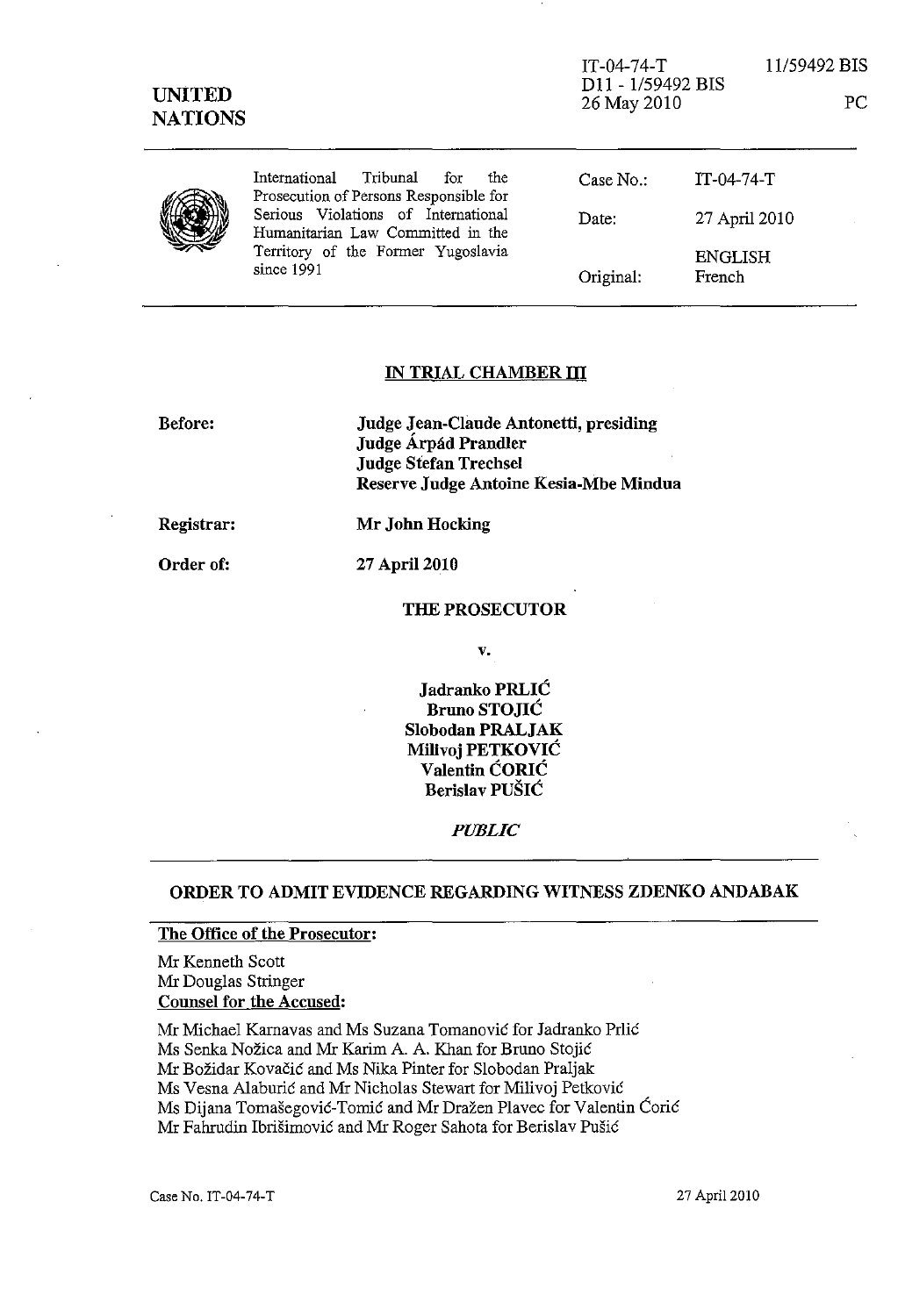IT-04-74-T 11/59492 BIS
D11 - 1/59492 BIS
26 May 2010 PC

**UNITED NATIONS**

International Tribunal for the Prosecution of Persons Responsible for Serious Violations of International Humanitarian Law Committed in the Territory of the Former Yugoslavia since 1991

| | |
|---|---|
| Case No.: | IT-04-74-T |
| Date: | 27 April 2010 |
| | ENGLISH |
| Original: | French |

## IN TRIAL CHAMBER III

**Before:** **Judge Jean-Claude Antonetti, presiding**
**Judge Árpád Prandler**
**Judge Stefan Trechsel**
**Reserve Judge Antoine Kesia-Mbe Mindua**

**Registrar:** **Mr John Hocking**

**Order of:** **27 April 2010**

**THE PROSECUTOR**

**v.**

**Jadranko PRLIĆ**
**Bruno STOJIĆ**
**Slobodan PRALJAK**
**Milivoj PETKOVIĆ**
**Valentin ĆORIĆ**
**Berislav PUŠIĆ**

***PUBLIC***

## ORDER TO ADMIT EVIDENCE REGARDING WITNESS ZDENKO ANDABAK

**The Office of the Prosecutor:**

Mr Kenneth Scott
Mr Douglas Stringer

**Counsel for the Accused:**

Mr Michael Karnavas and Ms Suzana Tomanović for Jadranko Prlić
Ms Senka Nožica and Mr Karim A. A. Khan for Bruno Stojić
Mr Božidar Kovačić and Ms Nika Pinter for Slobodan Praljak
Ms Vesna Alaburić and Mr Nicholas Stewart for Milivoj Petković
Ms Dijana Tomašegović-Tomić and Mr Dražen Plavec for Valentin Ćorić
Mr Fahrudin Ibrišimović and Mr Roger Sahota for Berislav Pušić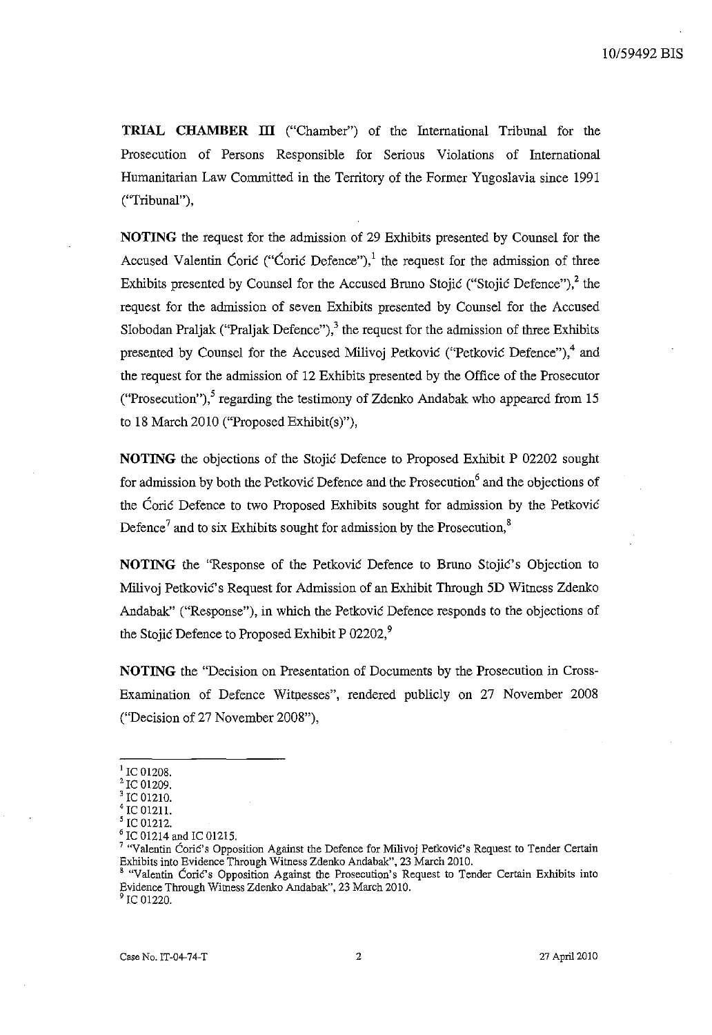**TRIAL CHAMBER III** ("Chamber") of the International Tribunal for the Prosecution of Persons Responsible for Serious Violations of International Humanitarian Law Committed in the Territory of the Former Yugoslavia since 1991 ("Tribunal"),

**NOTING** the request for the admission of 29 Exhibits presented by Counsel for the Accused Valentin Ćorić ("Ćorić Defence"),[1] the request for the admission of three Exhibits presented by Counsel for the Accused Bruno Stojić ("Stojić Defence"),[2] the request for the admission of seven Exhibits presented by Counsel for the Accused Slobodan Praljak ("Praljak Defence"),[3] the request for the admission of three Exhibits presented by Counsel for the Accused Milivoj Petković ("Petković Defence"),[4] and the request for the admission of 12 Exhibits presented by the Office of the Prosecutor ("Prosecution"),[5] regarding the testimony of Zdenko Andabak who appeared from 15 to 18 March 2010 ("Proposed Exhibit(s)"),

**NOTING** the objections of the Stojić Defence to Proposed Exhibit P 02202 sought for admission by both the Petković Defence and the Prosecution[6] and the objections of the Ćorić Defence to two Proposed Exhibits sought for admission by the Petković Defence[7] and to six Exhibits sought for admission by the Prosecution,[8]

**NOTING** the "Response of the Petković Defence to Bruno Stojić's Objection to Milivoj Petković's Request for Admission of an Exhibit Through 5D Witness Zdenko Andabak" ("Response"), in which the Petković Defence responds to the objections of the Stojić Defence to Proposed Exhibit P 02202,[9]

**NOTING** the "Decision on Presentation of Documents by the Prosecution in Cross-Examination of Defence Witnesses", rendered publicly on 27 November 2008 ("Decision of 27 November 2008"),

---

[1] IC 01208.

[2] IC 01209.

[3] IC 01210.

[4] IC 01211.

[5] IC 01212.

[6] IC 01214 and IC 01215.

[7] "Valentin Ćorić's Opposition Against the Defence for Milivoj Petković's Request to Tender Certain Exhibits into Evidence Through Witness Zdenko Andabak", 23 March 2010.

[8] "Valentin Ćorić's Opposition Against the Prosecution's Request to Tender Certain Exhibits into Evidence Through Witness Zdenko Andabak", 23 March 2010.

[9] IC 01220.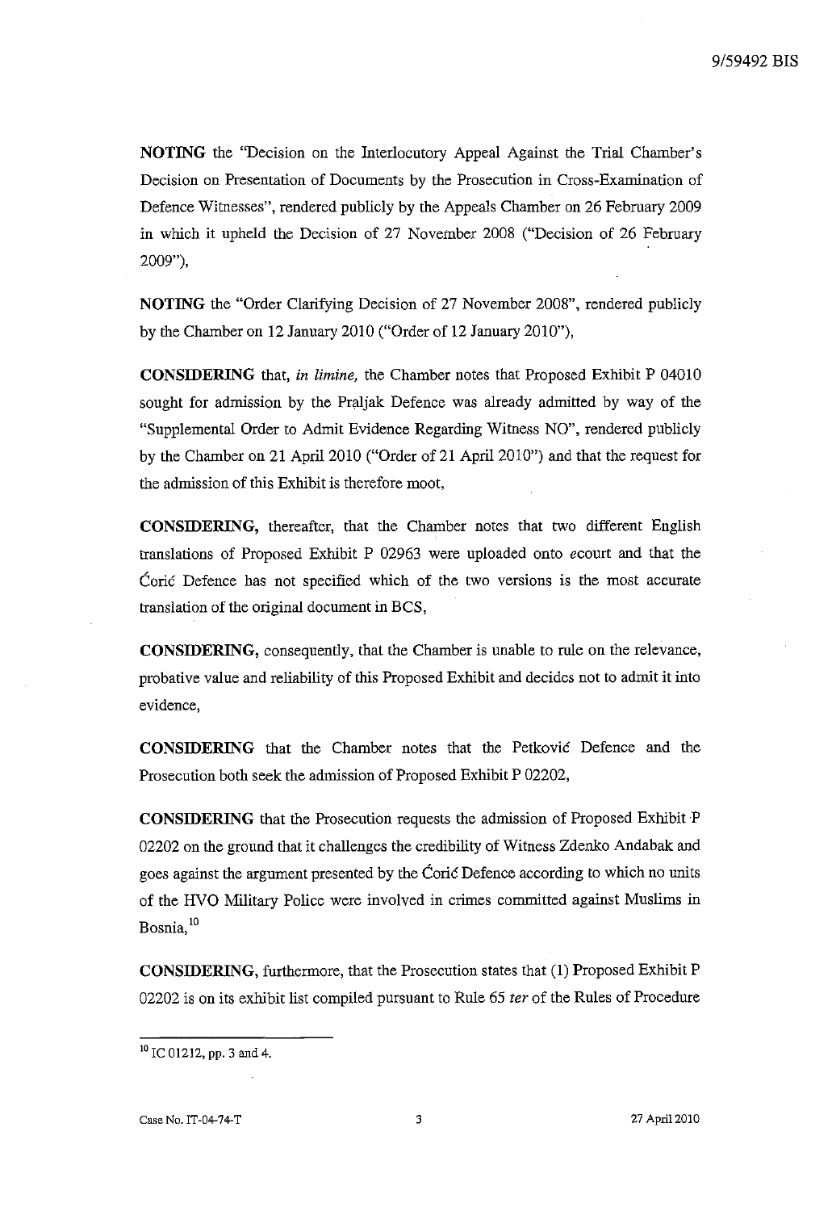**NOTING** the "Decision on the Interlocutory Appeal Against the Trial Chamber's Decision on Presentation of Documents by the Prosecution in Cross-Examination of Defence Witnesses", rendered publicly by the Appeals Chamber on 26 February 2009 in which it upheld the Decision of 27 November 2008 ("Decision of 26 February 2009"),

**NOTING** the "Order Clarifying Decision of 27 November 2008", rendered publicly by the Chamber on 12 January 2010 ("Order of 12 January 2010"),

**CONSIDERING** that, *in limine,* the Chamber notes that Proposed Exhibit P 04010 sought for admission by the Praljak Defence was already admitted by way of the "Supplemental Order to Admit Evidence Regarding Witness NO", rendered publicly by the Chamber on 21 April 2010 ("Order of 21 April 2010") and that the request for the admission of this Exhibit is therefore moot,

**CONSIDERING,** thereafter, that the Chamber notes that two different English translations of Proposed Exhibit P 02963 were uploaded onto ecourt and that the Ćorić Defence has not specified which of the two versions is the most accurate translation of the original document in BCS,

**CONSIDERING,** consequently, that the Chamber is unable to rule on the relevance, probative value and reliability of this Proposed Exhibit and decides not to admit it into evidence,

**CONSIDERING** that the Chamber notes that the Petković Defence and the Prosecution both seek the admission of Proposed Exhibit P 02202,

**CONSIDERING** that the Prosecution requests the admission of Proposed Exhibit P 02202 on the ground that it challenges the credibility of Witness Zdenko Andabak and goes against the argument presented by the Ćorić Defence according to which no units of the HVO Military Police were involved in crimes committed against Muslims in Bosnia,[10]

**CONSIDERING,** furthermore, that the Prosecution states that (1) Proposed Exhibit P 02202 is on its exhibit list compiled pursuant to Rule 65 *ter* of the Rules of Procedure

---

[10] IC 01212, pp. 3 and 4.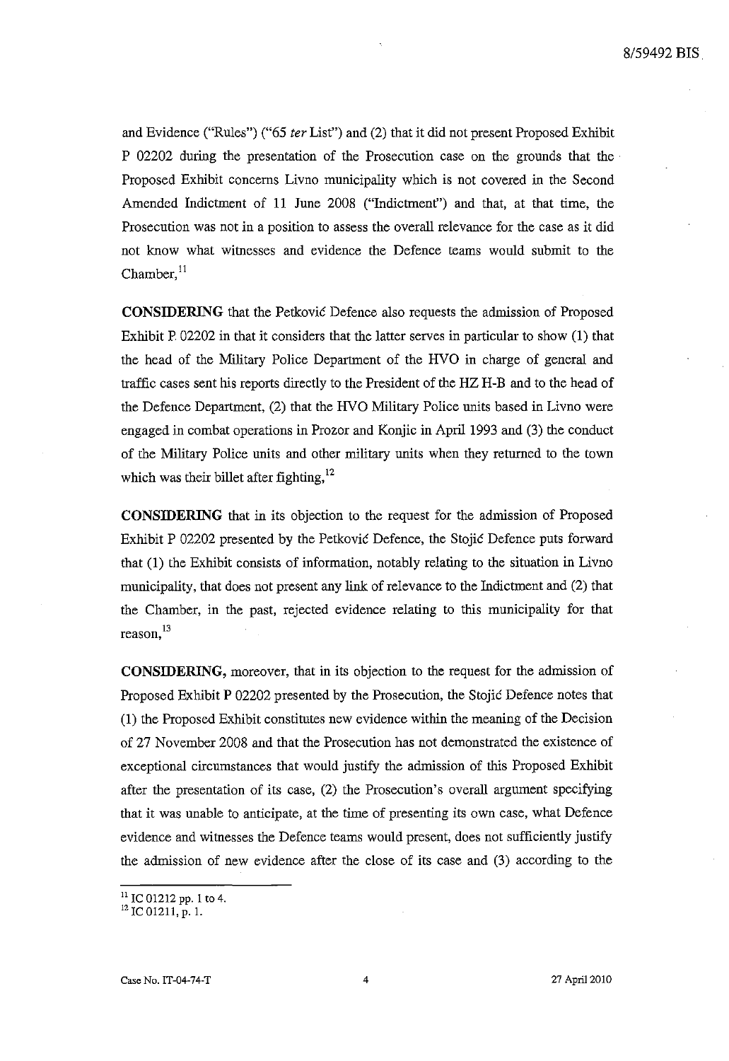and Evidence ("Rules") ("65 *ter* List") and (2) that it did not present Proposed Exhibit P 02202 during the presentation of the Prosecution case on the grounds that the Proposed Exhibit concerns Livno municipality which is not covered in the Second Amended Indictment of 11 June 2008 ("Indictment") and that, at that time, the Prosecution was not in a position to assess the overall relevance for the case as it did not know what witnesses and evidence the Defence teams would submit to the Chamber,[11]

**CONSIDERING** that the Petković Defence also requests the admission of Proposed Exhibit P 02202 in that it considers that the latter serves in particular to show (1) that the head of the Military Police Department of the HVO in charge of general and traffic cases sent his reports directly to the President of the HZ H-B and to the head of the Defence Department, (2) that the HVO Military Police units based in Livno were engaged in combat operations in Prozor and Konjic in April 1993 and (3) the conduct of the Military Police units and other military units when they returned to the town which was their billet after fighting,[12]

**CONSIDERING** that in its objection to the request for the admission of Proposed Exhibit P 02202 presented by the Petković Defence, the Stojić Defence puts forward that (1) the Exhibit consists of information, notably relating to the situation in Livno municipality, that does not present any link of relevance to the Indictment and (2) that the Chamber, in the past, rejected evidence relating to this municipality for that reason,[13]

**CONSIDERING,** moreover, that in its objection to the request for the admission of Proposed Exhibit P 02202 presented by the Prosecution, the Stojić Defence notes that (1) the Proposed Exhibit constitutes new evidence within the meaning of the Decision of 27 November 2008 and that the Prosecution has not demonstrated the existence of exceptional circumstances that would justify the admission of this Proposed Exhibit after the presentation of its case, (2) the Prosecution's overall argument specifying that it was unable to anticipate, at the time of presenting its own case, what Defence evidence and witnesses the Defence teams would present, does not sufficiently justify the admission of new evidence after the close of its case and (3) according to the

---

[11] IC 01212 pp. 1 to 4.

[12] IC 01211, p. 1.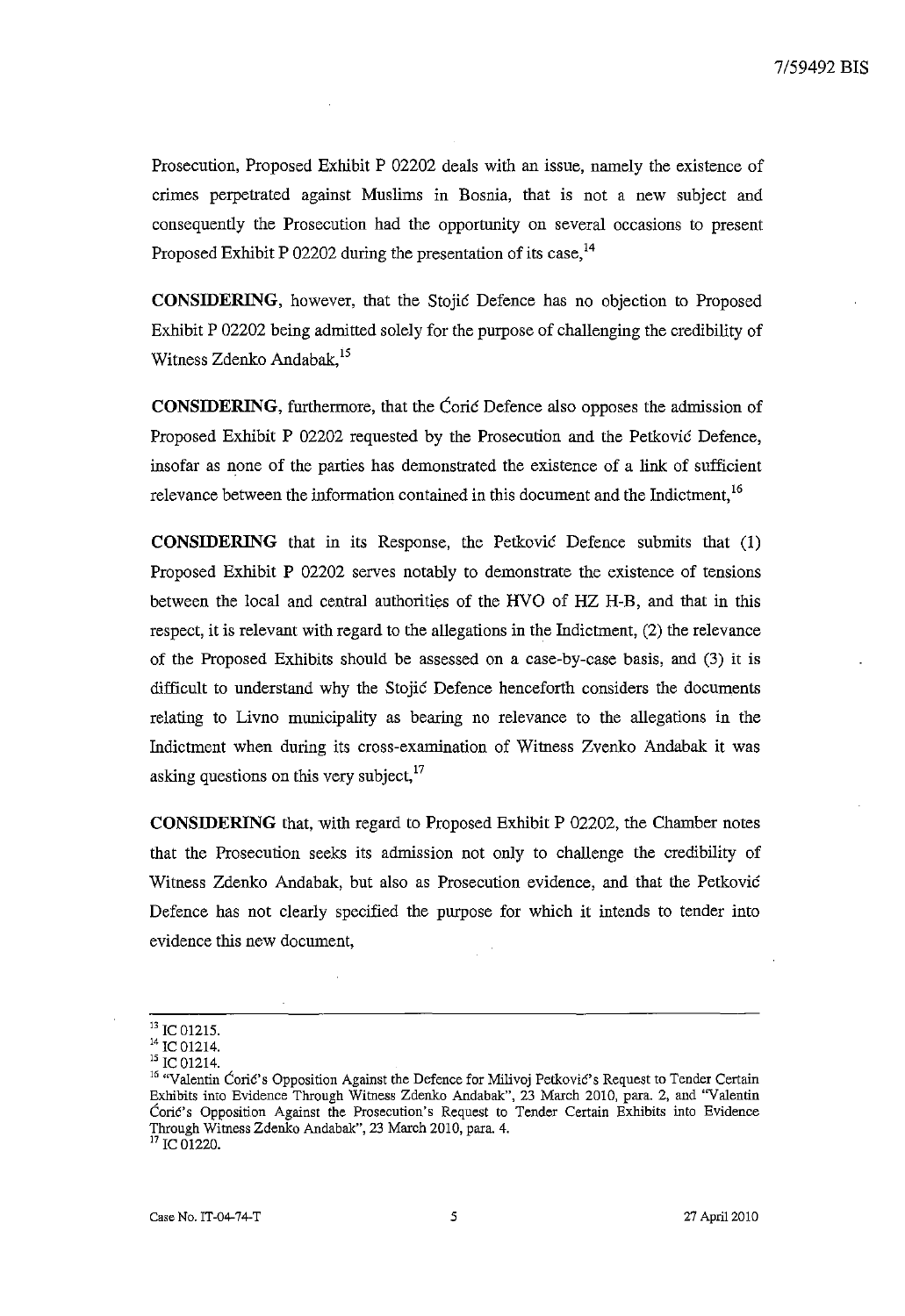Prosecution, Proposed Exhibit P 02202 deals with an issue, namely the existence of crimes perpetrated against Muslims in Bosnia, that is not a new subject and consequently the Prosecution had the opportunity on several occasions to present Proposed Exhibit P 02202 during the presentation of its case,[14]

**CONSIDERING**, however, that the Stojić Defence has no objection to Proposed Exhibit P 02202 being admitted solely for the purpose of challenging the credibility of Witness Zdenko Andabak,[15]

**CONSIDERING**, furthermore, that the Ćorić Defence also opposes the admission of Proposed Exhibit P 02202 requested by the Prosecution and the Petković Defence, insofar as none of the parties has demonstrated the existence of a link of sufficient relevance between the information contained in this document and the Indictment,[16]

**CONSIDERING** that in its Response, the Petković Defence submits that (1) Proposed Exhibit P 02202 serves notably to demonstrate the existence of tensions between the local and central authorities of the HVO of HZ H-B, and that in this respect, it is relevant with regard to the allegations in the Indictment, (2) the relevance of the Proposed Exhibits should be assessed on a case-by-case basis, and (3) it is difficult to understand why the Stojić Defence henceforth considers the documents relating to Livno municipality as bearing no relevance to the allegations in the Indictment when during its cross-examination of Witness Zvenko Andabak it was asking questions on this very subject,[17]

**CONSIDERING** that, with regard to Proposed Exhibit P 02202, the Chamber notes that the Prosecution seeks its admission not only to challenge the credibility of Witness Zdenko Andabak, but also as Prosecution evidence, and that the Petković Defence has not clearly specified the purpose for which it intends to tender into evidence this new document,

---

[13] IC 01215.
[14] IC 01214.
[15] IC 01214.
[16] "Valentin Ćorić's Opposition Against the Defence for Milivoj Petković's Request to Tender Certain Exhibits into Evidence Through Witness Zdenko Andabak", 23 March 2010, para. 2, and "Valentin Ćorić's Opposition Against the Prosecution's Request to Tender Certain Exhibits into Evidence Through Witness Zdenko Andabak", 23 March 2010, para. 4.
[17] IC 01220.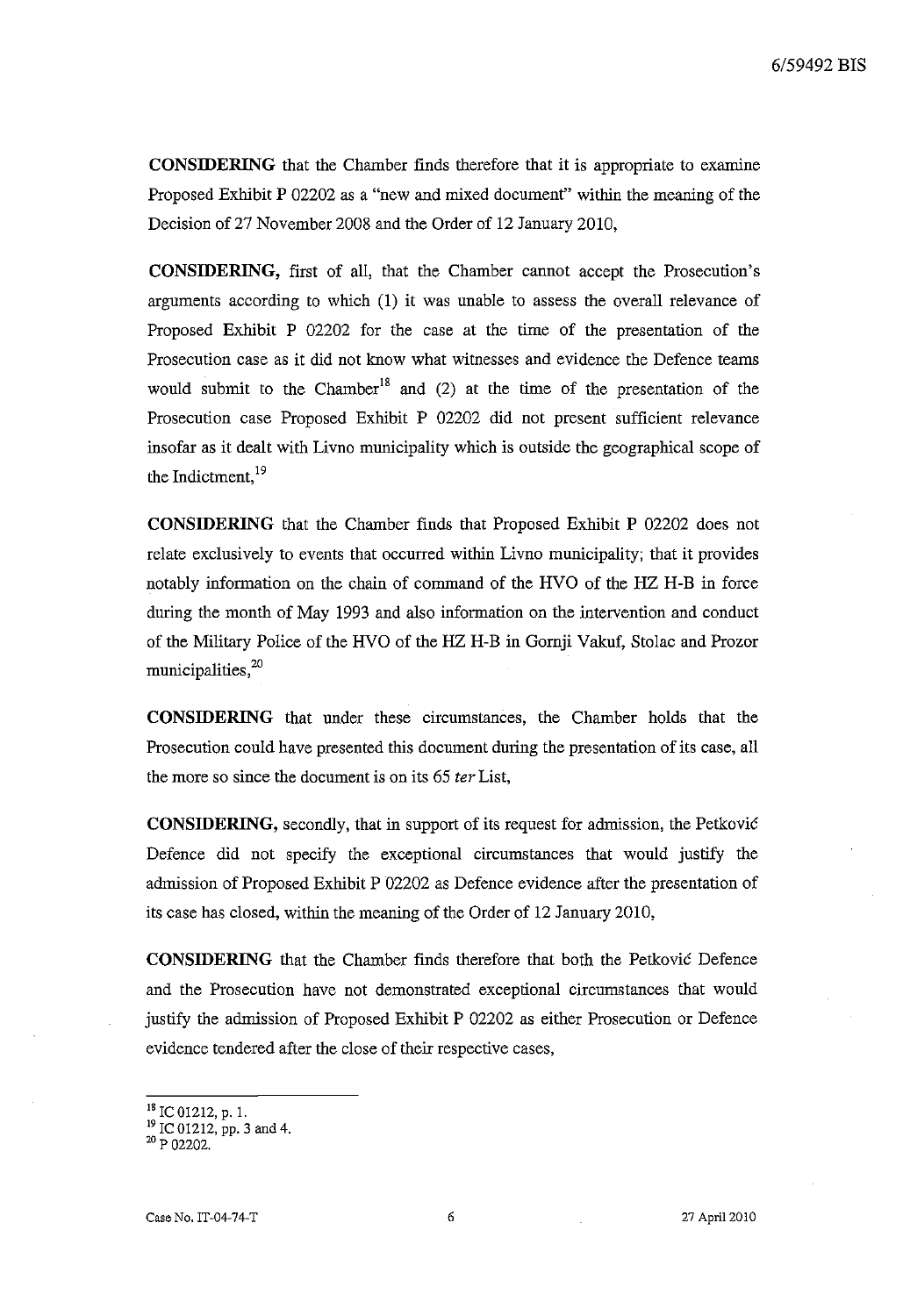**CONSIDERING** that the Chamber finds therefore that it is appropriate to examine Proposed Exhibit P 02202 as a "new and mixed document" within the meaning of the Decision of 27 November 2008 and the Order of 12 January 2010,

**CONSIDERING,** first of all, that the Chamber cannot accept the Prosecution's arguments according to which (1) it was unable to assess the overall relevance of Proposed Exhibit P 02202 for the case at the time of the presentation of the Prosecution case as it did not know what witnesses and evidence the Defence teams would submit to the Chamber[18] and (2) at the time of the presentation of the Prosecution case Proposed Exhibit P 02202 did not present sufficient relevance insofar as it dealt with Livno municipality which is outside the geographical scope of the Indictment,[19]

**CONSIDERING** that the Chamber finds that Proposed Exhibit P 02202 does not relate exclusively to events that occurred within Livno municipality; that it provides notably information on the chain of command of the HVO of the HZ H-B in force during the month of May 1993 and also information on the intervention and conduct of the Military Police of the HVO of the HZ H-B in Gornji Vakuf, Stolac and Prozor municipalities,[20]

**CONSIDERING** that under these circumstances, the Chamber holds that the Prosecution could have presented this document during the presentation of its case, all the more so since the document is on its 65 *ter* List,

**CONSIDERING,** secondly, that in support of its request for admission, the Petković Defence did not specify the exceptional circumstances that would justify the admission of Proposed Exhibit P 02202 as Defence evidence after the presentation of its case has closed, within the meaning of the Order of 12 January 2010,

**CONSIDERING** that the Chamber finds therefore that both the Petković Defence and the Prosecution have not demonstrated exceptional circumstances that would justify the admission of Proposed Exhibit P 02202 as either Prosecution or Defence evidence tendered after the close of their respective cases,

---

[18] IC 01212, p. 1.
[19] IC 01212, pp. 3 and 4.
[20] P 02202.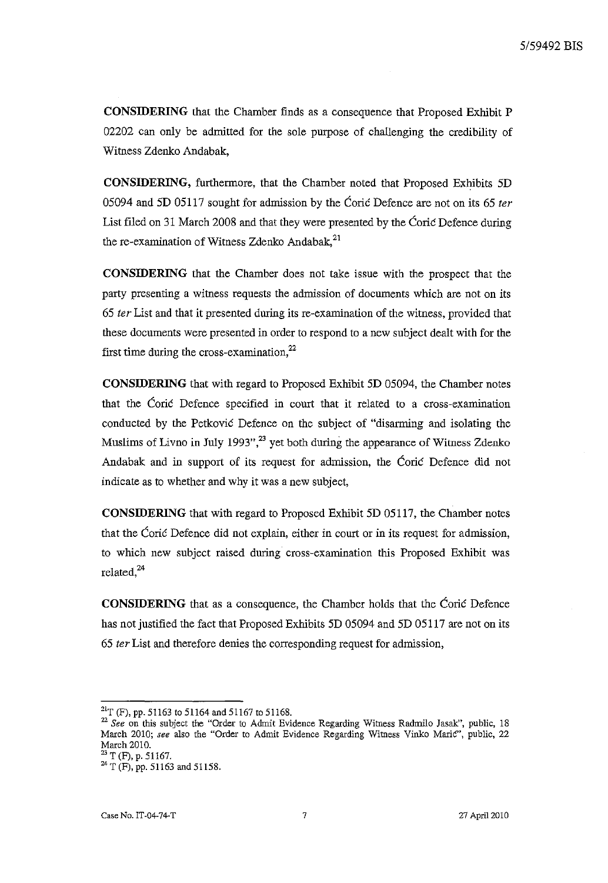**CONSIDERING** that the Chamber finds as a consequence that Proposed Exhibit P 02202 can only be admitted for the sole purpose of challenging the credibility of Witness Zdenko Andabak,

**CONSIDERING,** furthermore, that the Chamber noted that Proposed Exhibits 5D 05094 and 5D 05117 sought for admission by the Ćorić Defence are not on its 65 *ter* List filed on 31 March 2008 and that they were presented by the Ćorić Defence during the re-examination of Witness Zdenko Andabak,[21]

**CONSIDERING** that the Chamber does not take issue with the prospect that the party presenting a witness requests the admission of documents which are not on its 65 *ter* List and that it presented during its re-examination of the witness, provided that these documents were presented in order to respond to a new subject dealt with for the first time during the cross-examination,[22]

**CONSIDERING** that with regard to Proposed Exhibit 5D 05094, the Chamber notes that the Ćorić Defence specified in court that it related to a cross-examination conducted by the Petković Defence on the subject of "disarming and isolating the Muslims of Livno in July 1993",[23] yet both during the appearance of Witness Zdenko Andabak and in support of its request for admission, the Ćorić Defence did not indicate as to whether and why it was a new subject,

**CONSIDERING** that with regard to Proposed Exhibit 5D 05117, the Chamber notes that the Ćorić Defence did not explain, either in court or in its request for admission, to which new subject raised during cross-examination this Proposed Exhibit was related,[24]

**CONSIDERING** that as a consequence, the Chamber holds that the Ćorić Defence has not justified the fact that Proposed Exhibits 5D 05094 and 5D 05117 are not on its 65 *ter* List and therefore denies the corresponding request for admission,

---

[21] T (F), pp. 51163 to 51164 and 51167 to 51168.

[22] *See* on this subject the "Order to Admit Evidence Regarding Witness Radmilo Jasak", public, 18 March 2010; *see* also the "Order to Admit Evidence Regarding Witness Vinko Marić", public, 22 March 2010.

[23] T (F), p. 51167.

[24] T (F), pp. 51163 and 51158.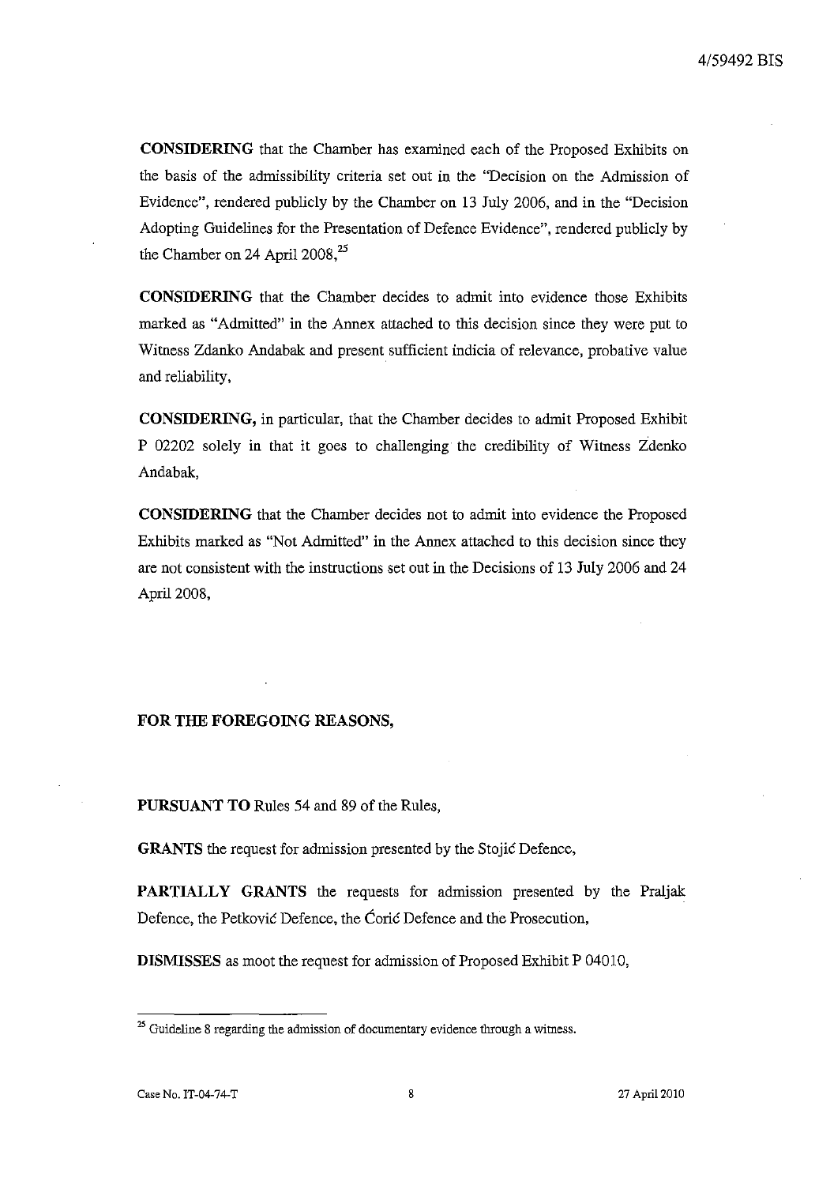**CONSIDERING** that the Chamber has examined each of the Proposed Exhibits on the basis of the admissibility criteria set out in the "Decision on the Admission of Evidence", rendered publicly by the Chamber on 13 July 2006, and in the "Decision Adopting Guidelines for the Presentation of Defence Evidence", rendered publicly by the Chamber on 24 April 2008,[25]

**CONSIDERING** that the Chamber decides to admit into evidence those Exhibits marked as "Admitted" in the Annex attached to this decision since they were put to Witness Zdanko Andabak and present sufficient indicia of relevance, probative value and reliability,

**CONSIDERING,** in particular, that the Chamber decides to admit Proposed Exhibit P 02202 solely in that it goes to challenging the credibility of Witness Zdenko Andabak,

**CONSIDERING** that the Chamber decides not to admit into evidence the Proposed Exhibits marked as "Not Admitted" in the Annex attached to this decision since they are not consistent with the instructions set out in the Decisions of 13 July 2006 and 24 April 2008,

**FOR THE FOREGOING REASONS,**

**PURSUANT TO** Rules 54 and 89 of the Rules,

**GRANTS** the request for admission presented by the Stojić Defence,

**PARTIALLY GRANTS** the requests for admission presented by the Praljak Defence, the Petković Defence, the Ćorić Defence and the Prosecution,

**DISMISSES** as moot the request for admission of Proposed Exhibit P 04010,

---

[25] Guideline 8 regarding the admission of documentary evidence through a witness.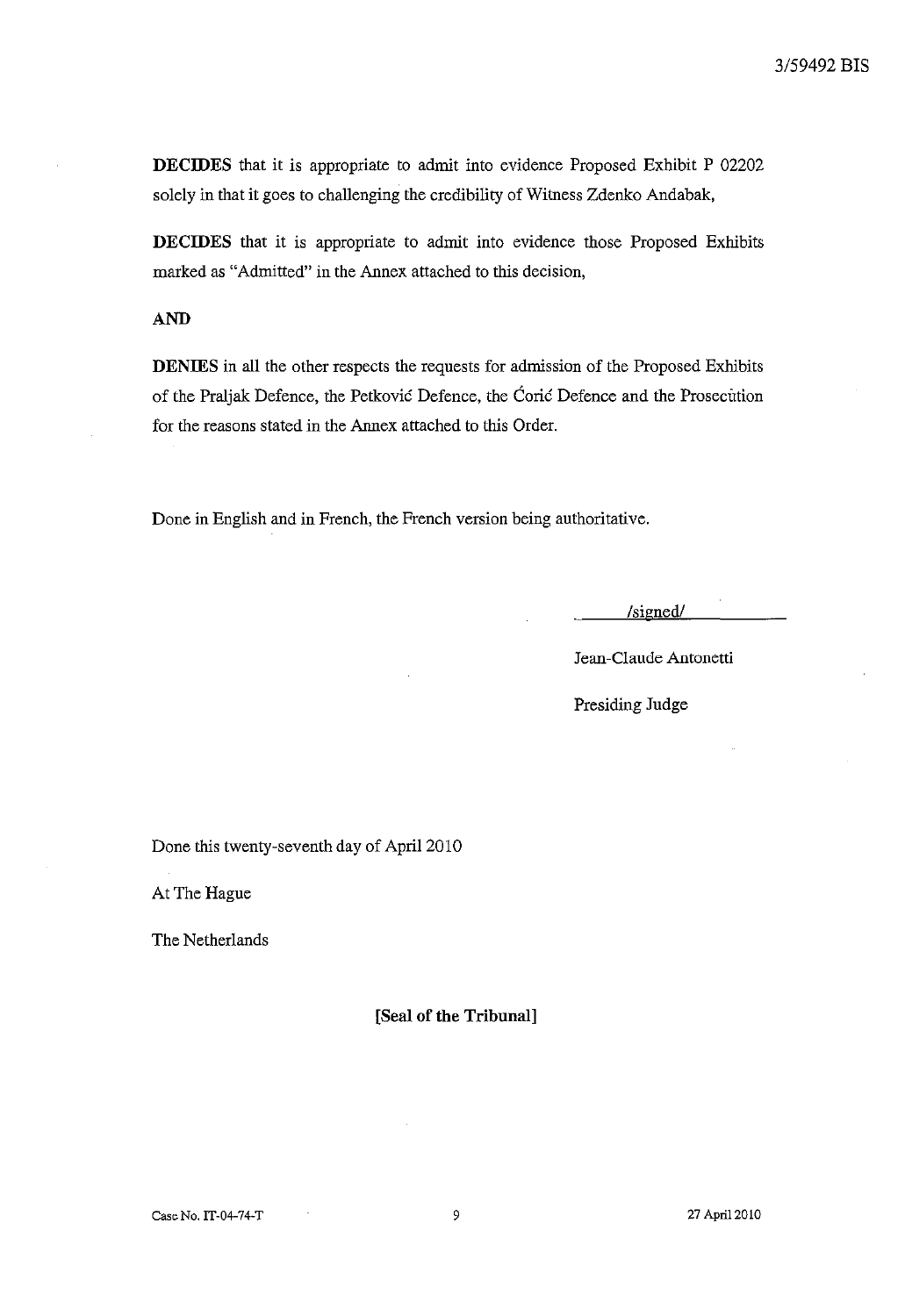**DECIDES** that it is appropriate to admit into evidence Proposed Exhibit P 02202 solely in that it goes to challenging the credibility of Witness Zdenko Andabak,

**DECIDES** that it is appropriate to admit into evidence those Proposed Exhibits marked as "Admitted" in the Annex attached to this decision,

**AND**

**DENIES** in all the other respects the requests for admission of the Proposed Exhibits of the Praljak Defence, the Petković Defence, the Ćorić Defence and the Prosecution for the reasons stated in the Annex attached to this Order.

Done in English and in French, the French version being authoritative.

/signed/

Jean-Claude Antonetti

Presiding Judge

Done this twenty-seventh day of April 2010

At The Hague

The Netherlands

**[Seal of the Tribunal]**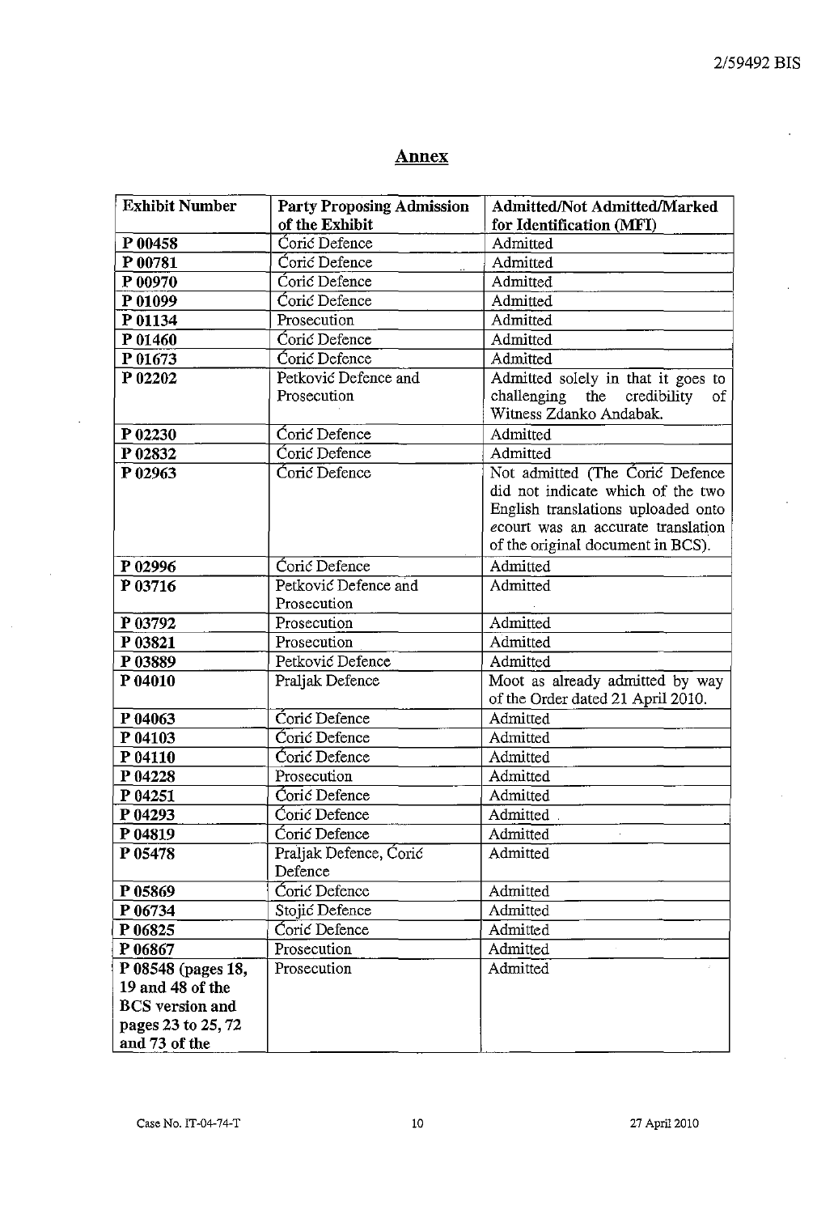# Annex

| Exhibit Number | Party Proposing Admission of the Exhibit | Admitted/Not Admitted/Marked for Identification (MFI) |
|---|---|---|
| **P 00458** | Ćorić Defence | Admitted |
| **P 00781** | Ćorić Defence | Admitted |
| **P 00970** | Ćorić Defence | Admitted |
| **P 01099** | Ćorić Defence | Admitted |
| **P 01134** | Prosecution | Admitted |
| **P 01460** | Ćorić Defence | Admitted |
| **P 01673** | Ćorić Defence | Admitted |
| **P 02202** | Petković Defence and Prosecution | Admitted solely in that it goes to challenging the credibility of Witness Zdanko Andabak. |
| **P 02230** | Ćorić Defence | Admitted |
| **P 02832** | Ćorić Defence | Admitted |
| **P 02963** | Ćorić Defence | Not admitted (The Ćorić Defence did not indicate which of the two English translations uploaded onto *e*court was an accurate translation of the original document in BCS). |
| **P 02996** | Ćorić Defence | Admitted |
| **P 03716** | Petković Defence and Prosecution | Admitted |
| **P 03792** | Prosecution | Admitted |
| **P 03821** | Prosecution | Admitted |
| **P 03889** | Petković Defence | Admitted |
| **P 04010** | Praljak Defence | Moot as already admitted by way of the Order dated 21 April 2010. |
| **P 04063** | Ćorić Defence | Admitted |
| **P 04103** | Ćorić Defence | Admitted |
| **P 04110** | Ćorić Defence | Admitted |
| **P 04228** | Prosecution | Admitted |
| **P 04251** | Ćorić Defence | Admitted |
| **P 04293** | Ćorić Defence | Admitted |
| **P 04819** | Ćorić Defence | Admitted |
| **P 05478** | Praljak Defence, Ćorić Defence | Admitted |
| **P 05869** | Ćorić Defence | Admitted |
| **P 06734** | Stojić Defence | Admitted |
| **P 06825** | Ćorić Defence | Admitted |
| **P 06867** | Prosecution | Admitted |
| **P 08548 (pages 18, 19 and 48 of the BCS version and pages 23 to 25, 72 and 73 of the** | Prosecution | Admitted |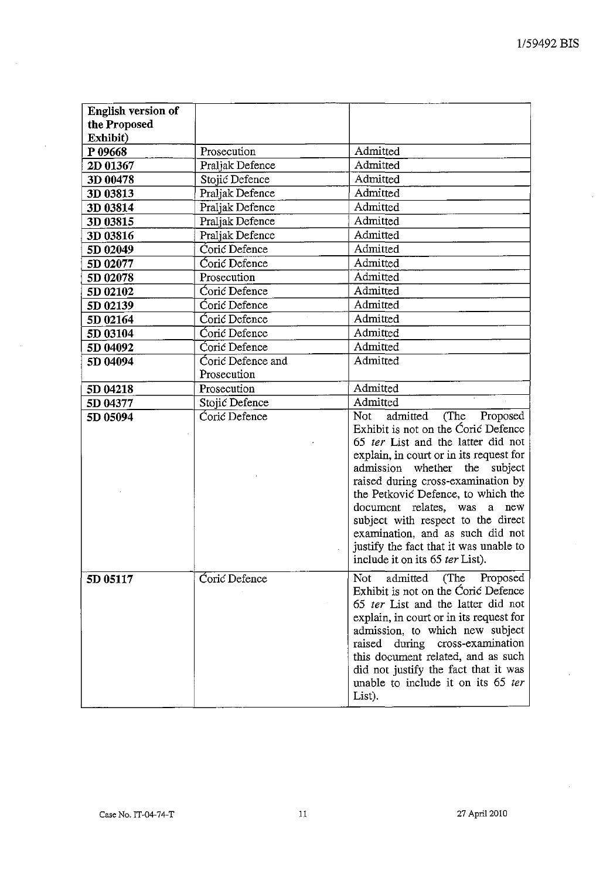| English version of the Proposed Exhibit) | | |
|---|---|---|
| P 09668 | Prosecution | Admitted |
| 2D 01367 | Praljak Defence | Admitted |
| 3D 00478 | Stojić Defence | Admitted |
| 3D 03813 | Praljak Defence | Admitted |
| 3D 03814 | Praljak Defence | Admitted |
| 3D 03815 | Praljak Defence | Admitted |
| 3D 03816 | Praljak Defence | Admitted |
| 5D 02049 | Ćorić Defence | Admitted |
| 5D 02077 | Ćorić Defence | Admitted |
| 5D 02078 | Prosecution | Admitted |
| 5D 02102 | Ćorić Defence | Admitted |
| 5D 02139 | Ćorić Defence | Admitted |
| 5D 02164 | Ćorić Defence | Admitted |
| 5D 03104 | Ćorić Defence | Admitted |
| 5D 04092 | Ćorić Defence | Admitted |
| 5D 04094 | Ćorić Defence and Prosecution | Admitted |
| 5D 04218 | Prosecution | Admitted |
| 5D 04377 | Stojić Defence | Admitted |
| 5D 05094 | Ćorić Defence | Not admitted (The Proposed Exhibit is not on the Ćorić Defence 65 *ter* List and the latter did not explain, in court or in its request for admission whether the subject raised during cross-examination by the Petković Defence, to which the document relates, was a new subject with respect to the direct examination, and as such did not justify the fact that it was unable to include it on its 65 *ter* List). |
| 5D 05117 | Ćorić Defence | Not admitted (The Proposed Exhibit is not on the Ćorić Defence 65 *ter* List and the latter did not explain, in court or in its request for admission, to which new subject raised during cross-examination this document related, and as such did not justify the fact that it was unable to include it on its 65 *ter* List). |